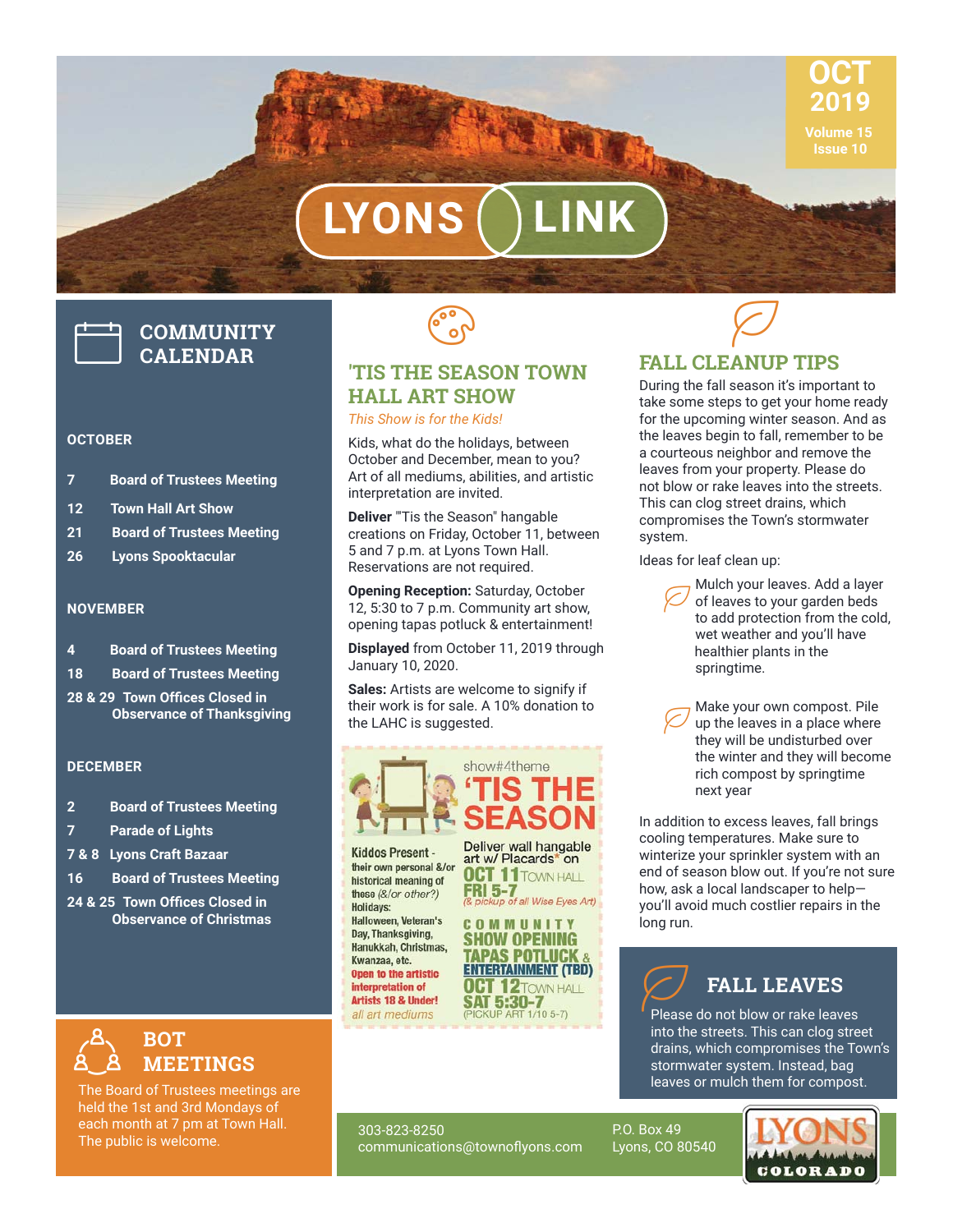# LYONS LINK

OCT 2019
Volume 15
Issue 10

## COMMUNITY CALENDAR

**OCTOBER**

- 7 Board of Trustees Meeting
- 12 Town Hall Art Show
- 21 Board of Trustees Meeting
- 26 Lyons Spooktacular

**NOVEMBER**

- 4 Board of Trustees Meeting
- 18 Board of Trustees Meeting
- 28 & 29 Town Offices Closed in Observance of Thanksgiving

**DECEMBER**

- 2 Board of Trustees Meeting
- 7 Parade of Lights
- 7 & 8 Lyons Craft Bazaar
- 16 Board of Trustees Meeting
- 24 & 25 Town Offices Closed in Observance of Christmas

## BOT MEETINGS

The Board of Trustees meetings are held the 1st and 3rd Mondays of each month at 7 pm at Town Hall. The public is welcome.

## 'TIS THE SEASON TOWN HALL ART SHOW

*This Show is for the Kids!*

Kids, what do the holidays, between October and December, mean to you? Art of all mediums, abilities, and artistic interpretation are invited.

**Deliver** "'Tis the Season" hangable creations on Friday, October 11, between 5 and 7 p.m. at Lyons Town Hall. Reservations are not required.

**Opening Reception:** Saturday, October 12, 5:30 to 7 p.m. Community art show, opening tapas potluck & entertainment!

**Displayed** from October 11, 2019 through January 10, 2020.

**Sales:** Artists are welcome to signify if their work is for sale. A 10% donation to the LAHC is suggested.

show#4theme
'TIS THE SEASON

Kiddos Present - their own personal &/or historical meaning of these (&/or other?) Holidays: Halloween, Veteran's Day, Thanksgiving, Hanukkah, Christmas, Kwanzaa, etc.
Open to the artistic interpretation of Artists 18 & Under!
*all art mediums*

Deliver wall hangable art w/ Placards* on
OCT 11 TOWN HALL
FRI 5-7
*(& pickup of all Wise Eyes Art)*

COMMUNITY SHOW OPENING
TAPAS POTLUCK & ENTERTAINMENT (TBD)
OCT 12 TOWN HALL
SAT 5:30-7
(PICKUP ART 1/10 5-7)

## FALL CLEANUP TIPS

During the fall season it's important to take some steps to get your home ready for the upcoming winter season. And as the leaves begin to fall, remember to be a courteous neighbor and remove the leaves from your property. Please do not blow or rake leaves into the streets. This can clog street drains, which compromises the Town's stormwater system.

Ideas for leaf clean up:

- Mulch your leaves. Add a layer of leaves to your garden beds to add protection from the cold, wet weather and you'll have healthier plants in the springtime.
- Make your own compost. Pile up the leaves in a place where they will be undisturbed over the winter and they will become rich compost by springtime next year

In addition to excess leaves, fall brings cooling temperatures. Make sure to winterize your sprinkler system with an end of season blow out. If you're not sure how, ask a local landscaper to help—you'll avoid much costlier repairs in the long run.

## FALL LEAVES

Please do not blow or rake leaves into the streets. This can clog street drains, which compromises the Town's stormwater system. Instead, bag leaves or mulch them for compost.

303-823-8250
communications@townoflyons.com

P.O. Box 49
Lyons, CO 80540

LYONS COLORADO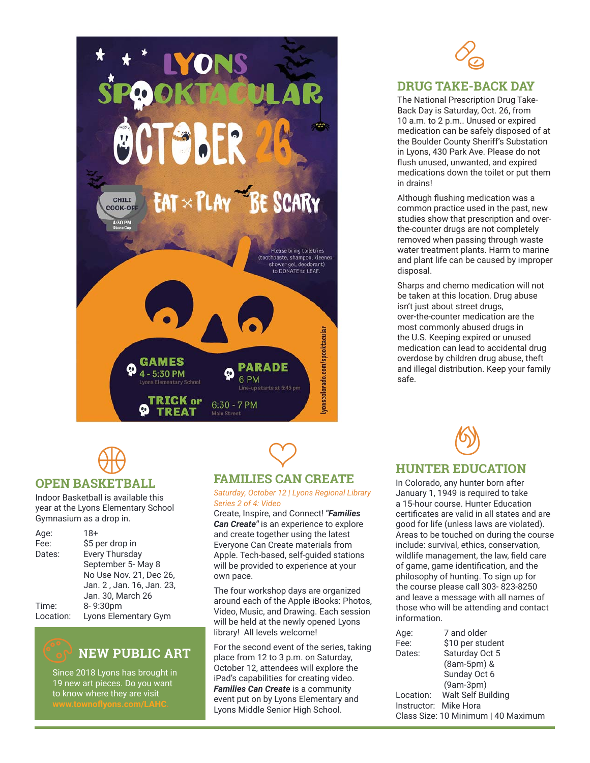# LYONS SPOOKTACULAR OCTOBER 26

EAT × PLAY BE SCARY

CHILI COOK-OFF
4:30 PM
Stone Cup

Please bring toiletries (toothpaste, shampoo, kleenex shower gel, deodorant) to DONATE to LEAF.

**GAMES**
4 - 5:30 PM
Lyons Elementary School

**PARADE**
6 PM
Line-up starts at 5:45 pm

**TRICK or TREAT**
6:30 - 7 PM
Main Street

lyonscolorado.com/spooktacular

## DRUG TAKE-BACK DAY

The National Prescription Drug Take-Back Day is Saturday, Oct. 26, from 10 a.m. to 2 p.m.. Unused or expired medication can be safely disposed of at the Boulder County Sheriff's Substation in Lyons, 430 Park Ave. Please do not flush unused, unwanted, and expired medications down the toilet or put them in drains!

Although flushing medication was a common practice used in the past, new studies show that prescription and over-the-counter drugs are not completely removed when passing through waste water treatment plants. Harm to marine and plant life can be caused by improper disposal.

Sharps and chemo medication will not be taken at this location. Drug abuse isn't just about street drugs, over-the-counter medication are the most commonly abused drugs in the U.S. Keeping expired or unused medication can lead to accidental drug overdose by children drug abuse, theft and illegal distribution. Keep your family safe.

## OPEN BASKETBALL

Indoor Basketball is available this year at the Lyons Elementary School Gymnasium as a drop in.

| | |
|---|---|
| Age: | 18+ |
| Fee: | $5 per drop in |
| Dates: | Every Thursday September 5- May 8 No Use Nov. 21, Dec 26, Jan. 2 , Jan. 16, Jan. 23, Jan. 30, March 26 |
| Time: | 8- 9:30pm |
| Location: | Lyons Elementary Gym |

## NEW PUBLIC ART

Since 2018 Lyons has brought in 19 new art pieces. Do you want to know where they are visit www.townoflyons.com/LAHC

## FAMILIES CAN CREATE

*Saturday, October 12 | Lyons Regional Library*
*Series 2 of 4: Video*

Create, Inspire, and Connect! ***"Families Can Create"*** is an experience to explore and create together using the latest Everyone Can Create materials from Apple. Tech-based, self-guided stations will be provided to experience at your own pace.

The four workshop days are organized around each of the Apple iBooks: Photos, Video, Music, and Drawing. Each session will be held at the newly opened Lyons library! All levels welcome!

For the second event of the series, taking place from 12 to 3 p.m. on Saturday, October 12, attendees will explore the iPad's capabilities for creating video. ***Families Can Create*** is a community event put on by Lyons Elementary and Lyons Middle Senior High School.

## HUNTER EDUCATION

In Colorado, any hunter born after January 1, 1949 is required to take a 15-hour course. Hunter Education certificates are valid in all states and are good for life (unless laws are violated). Areas to be touched on during the course include: survival, ethics, conservation, wildlife management, the law, field care of game, game identification, and the philosophy of hunting. To sign up for the course please call 303- 823-8250 and leave a message with all names of those who will be attending and contact information.

| | |
|---|---|
| Age: | 7 and older |
| Fee: | $10 per student |
| Dates: | Saturday Oct 5 (8am-5pm) & Sunday Oct 6 (9am-3pm) |
| Location: | Walt Self Building |
| Instructor: | Mike Hora |

Class Size: 10 Minimum | 40 Maximum